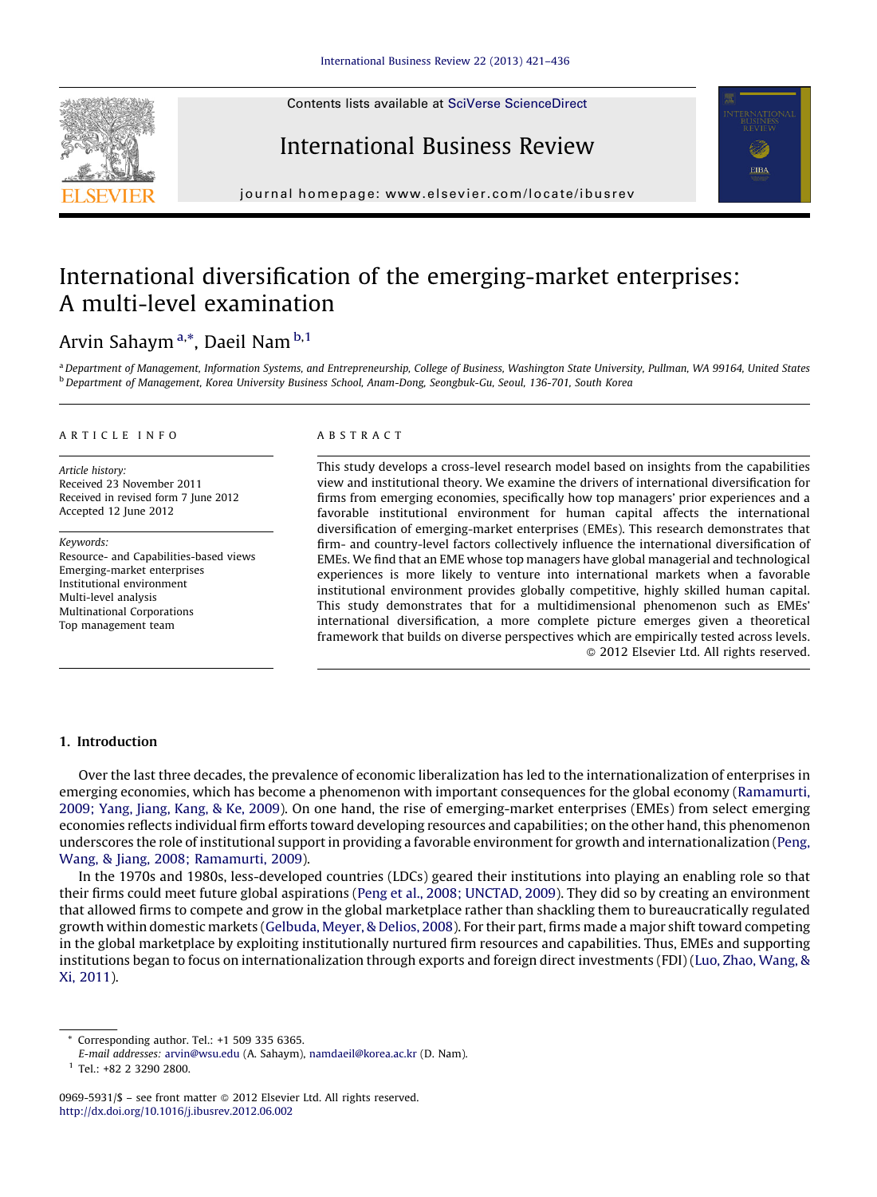# International diversification of the emerging-market enterprises: A multi-level examination

Arvin Sahaym [a,*], Daeil Nam [b,1]

[a] Department of Management, Information Systems, and Entrepreneurship, College of Business, Washington State University, Pullman, WA 99164, United States
[b] Department of Management, Korea University Business School, Anam-Dong, Seongbuk-Gu, Seoul, 136-701, South Korea

ARTICLE INFO

*Article history:*
Received 23 November 2011
Received in revised form 7 June 2012
Accepted 12 June 2012

*Keywords:*
Resource- and Capabilities-based views
Emerging-market enterprises
Institutional environment
Multi-level analysis
Multinational Corporations
Top management team

ABSTRACT

This study develops a cross-level research model based on insights from the capabilities view and institutional theory. We examine the drivers of international diversification for firms from emerging economies, specifically how top managers' prior experiences and a favorable institutional environment for human capital affects the international diversification of emerging-market enterprises (EMEs). This research demonstrates that firm- and country-level factors collectively influence the international diversification of EMEs. We find that an EME whose top managers have global managerial and technological experiences is more likely to venture into international markets when a favorable institutional environment provides globally competitive, highly skilled human capital. This study demonstrates that for a multidimensional phenomenon such as EMEs' international diversification, a more complete picture emerges given a theoretical framework that builds on diverse perspectives which are empirically tested across levels.

© 2012 Elsevier Ltd. All rights reserved.

## 1. Introduction

Over the last three decades, the prevalence of economic liberalization has led to the internationalization of enterprises in emerging economies, which has become a phenomenon with important consequences for the global economy (Ramamurti, 2009; Yang, Jiang, Kang, & Ke, 2009). On one hand, the rise of emerging-market enterprises (EMEs) from select emerging economies reflects individual firm efforts toward developing resources and capabilities; on the other hand, this phenomenon underscores the role of institutional support in providing a favorable environment for growth and internationalization (Peng, Wang, & Jiang, 2008; Ramamurti, 2009).

In the 1970s and 1980s, less-developed countries (LDCs) geared their institutions into playing an enabling role so that their firms could meet future global aspirations (Peng et al., 2008; UNCTAD, 2009). They did so by creating an environment that allowed firms to compete and grow in the global marketplace rather than shackling them to bureaucratically regulated growth within domestic markets (Gelbuda, Meyer, & Delios, 2008). For their part, firms made a major shift toward competing in the global marketplace by exploiting institutionally nurtured firm resources and capabilities. Thus, EMEs and supporting institutions began to focus on internationalization through exports and foreign direct investments (FDI) (Luo, Zhao, Wang, & Xi, 2011).

---

\* Corresponding author. Tel.: +1 509 335 6365.
*E-mail addresses:* arvin@wsu.edu (A. Sahaym), namdaeil@korea.ac.kr (D. Nam).
[1] Tel.: +82 2 3290 2800.

0969-5931/$ – see front matter © 2012 Elsevier Ltd. All rights reserved.
http://dx.doi.org/10.1016/j.ibusrev.2012.06.002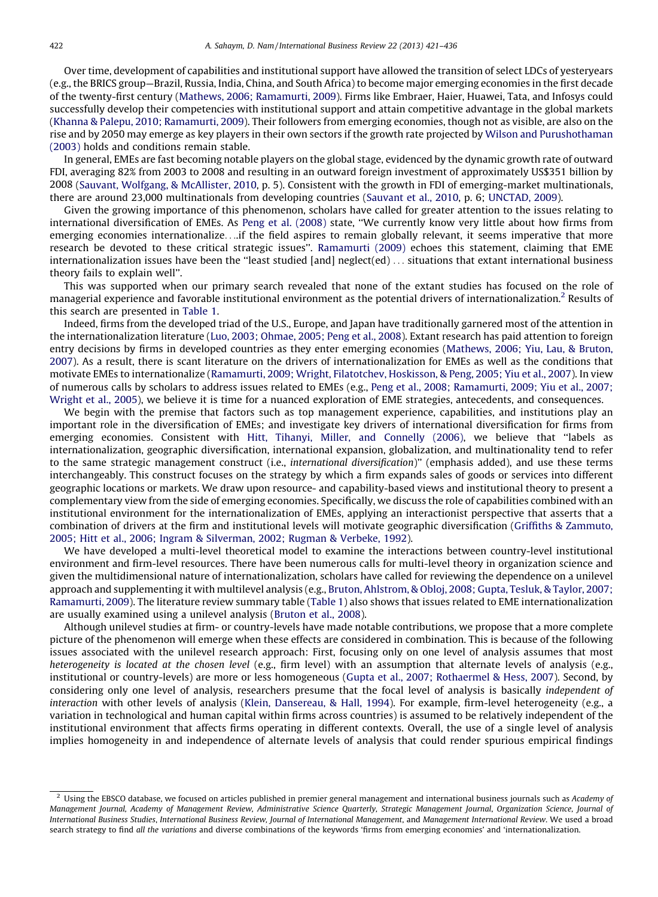Over time, development of capabilities and institutional support have allowed the transition of select LDCs of yesteryears (e.g., the BRICS group—Brazil, Russia, India, China, and South Africa) to become major emerging economies in the first decade of the twenty-first century (Mathews, 2006; Ramamurti, 2009). Firms like Embraer, Haier, Huawei, Tata, and Infosys could successfully develop their competencies with institutional support and attain competitive advantage in the global markets (Khanna & Palepu, 2010; Ramamurti, 2009). Their followers from emerging economies, though not as visible, are also on the rise and by 2050 may emerge as key players in their own sectors if the growth rate projected by Wilson and Purushothaman (2003) holds and conditions remain stable.

In general, EMEs are fast becoming notable players on the global stage, evidenced by the dynamic growth rate of outward FDI, averaging 82% from 2003 to 2008 and resulting in an outward foreign investment of approximately US$351 billion by 2008 (Sauvant, Wolfgang, & McAllister, 2010, p. 5). Consistent with the growth in FDI of emerging-market multinationals, there are around 23,000 multinationals from developing countries (Sauvant et al., 2010, p. 6; UNCTAD, 2009).

Given the growing importance of this phenomenon, scholars have called for greater attention to the issues relating to international diversification of EMEs. As Peng et al. (2008) state, ''We currently know very little about how firms from emerging economies internationalize....if the field aspires to remain globally relevant, it seems imperative that more research be devoted to these critical strategic issues''. Ramamurti (2009) echoes this statement, claiming that EME internationalization issues have been the ''least studied [and] neglect(ed) ... situations that extant international business theory fails to explain well''.

This was supported when our primary search revealed that none of the extant studies has focused on the role of managerial experience and favorable institutional environment as the potential drivers of internationalization.[2] Results of this search are presented in Table 1.

Indeed, firms from the developed triad of the U.S., Europe, and Japan have traditionally garnered most of the attention in the internationalization literature (Luo, 2003; Ohmae, 2005; Peng et al., 2008). Extant research has paid attention to foreign entry decisions by firms in developed countries as they enter emerging economies (Mathews, 2006; Yiu, Lau, & Bruton, 2007). As a result, there is scant literature on the drivers of internationalization for EMEs as well as the conditions that motivate EMEs to internationalize (Ramamurti, 2009; Wright, Filatotchev, Hoskisson, & Peng, 2005; Yiu et al., 2007). In view of numerous calls by scholars to address issues related to EMEs (e.g., Peng et al., 2008; Ramamurti, 2009; Yiu et al., 2007; Wright et al., 2005), we believe it is time for a nuanced exploration of EME strategies, antecedents, and consequences.

We begin with the premise that factors such as top management experience, capabilities, and institutions play an important role in the diversification of EMEs; and investigate key drivers of international diversification for firms from emerging economies. Consistent with Hitt, Tihanyi, Miller, and Connelly (2006), we believe that ''labels as internationalization, geographic diversification, international expansion, globalization, and multinationality tend to refer to the same strategic management construct (i.e., *international diversification*)'' (emphasis added), and use these terms interchangeably. This construct focuses on the strategy by which a firm expands sales of goods or services into different geographic locations or markets. We draw upon resource- and capability-based views and institutional theory to present a complementary view from the side of emerging economies. Specifically, we discuss the role of capabilities combined with an institutional environment for the internationalization of EMEs, applying an interactionist perspective that asserts that a combination of drivers at the firm and institutional levels will motivate geographic diversification (Griffiths & Zammuto, 2005; Hitt et al., 2006; Ingram & Silverman, 2002; Rugman & Verbeke, 1992).

We have developed a multi-level theoretical model to examine the interactions between country-level institutional environment and firm-level resources. There have been numerous calls for multi-level theory in organization science and given the multidimensional nature of internationalization, scholars have called for reviewing the dependence on a unilevel approach and supplementing it with multilevel analysis (e.g., Bruton, Ahlstrom, & Obloj, 2008; Gupta, Tesluk, & Taylor, 2007; Ramamurti, 2009). The literature review summary table (Table 1) also shows that issues related to EME internationalization are usually examined using a unilevel analysis (Bruton et al., 2008).

Although unilevel studies at firm- or country-levels have made notable contributions, we propose that a more complete picture of the phenomenon will emerge when these effects are considered in combination. This is because of the following issues associated with the unilevel research approach: First, focusing only on one level of analysis assumes that most *heterogeneity is located at the chosen level* (e.g., firm level) with an assumption that alternate levels of analysis (e.g., institutional or country-levels) are more or less homogeneous (Gupta et al., 2007; Rothaermel & Hess, 2007). Second, by considering only one level of analysis, researchers presume that the focal level of analysis is basically *independent of interaction* with other levels of analysis (Klein, Dansereau, & Hall, 1994). For example, firm-level heterogeneity (e.g., a variation in technological and human capital within firms across countries) is assumed to be relatively independent of the institutional environment that affects firms operating in different contexts. Overall, the use of a single level of analysis implies homogeneity in and independence of alternate levels of analysis that could render spurious empirical findings

[2] Using the EBSCO database, we focused on articles published in premier general management and international business journals such as *Academy of Management Journal, Academy of Management Review, Administrative Science Quarterly, Strategic Management Journal, Organization Science, Journal of International Business Studies, International Business Review, Journal of International Management*, and *Management International Review*. We used a broad search strategy to find *all the variations* and diverse combinations of the keywords 'firms from emerging economies' and 'internationalization.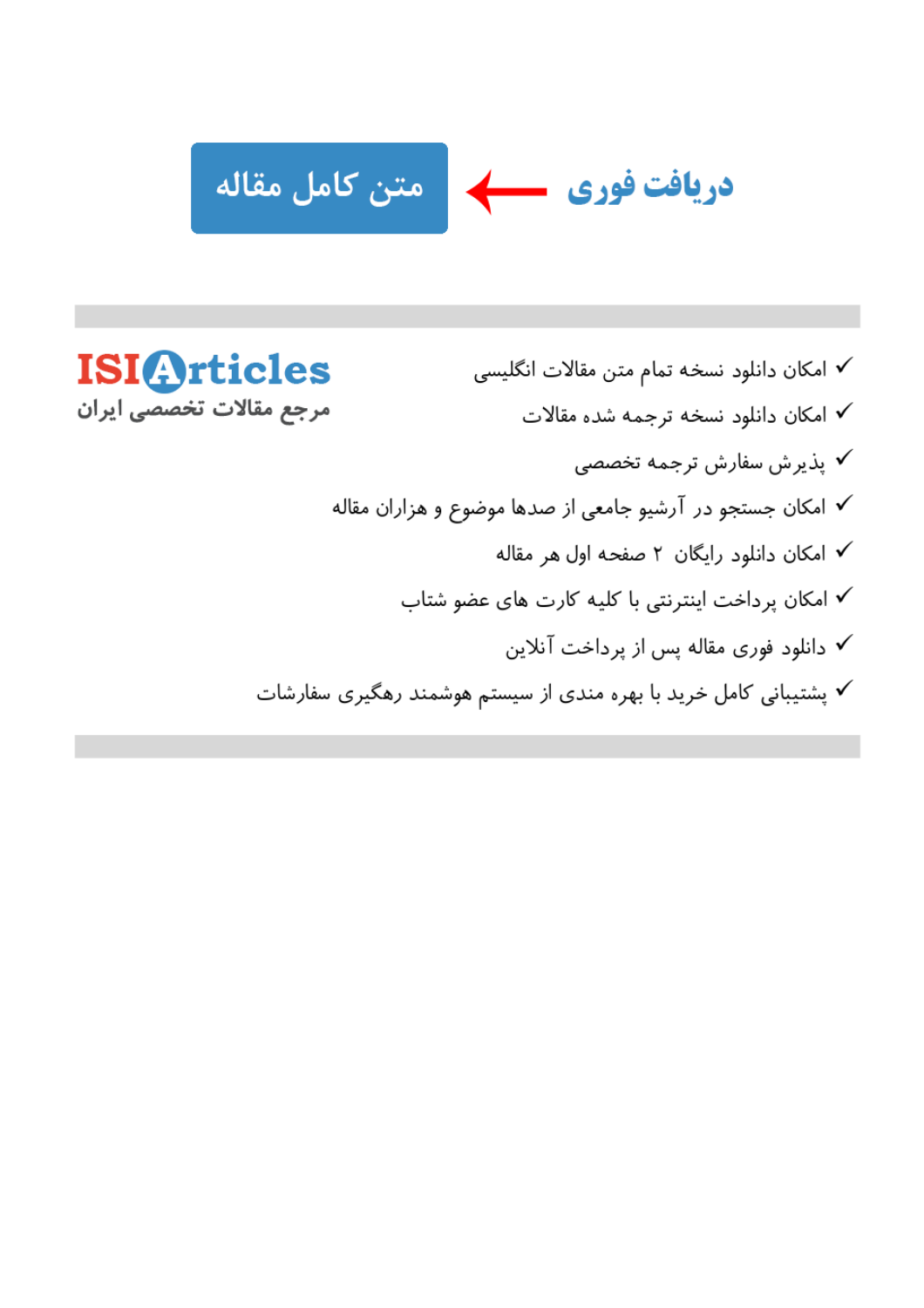دریافت فوری ← **متن کامل مقاله**

**ISIArticles**
مرجع مقالات تخصصی ایران

- ✓ امکان دانلود نسخه تمام متن مقالات انگلیسی
- ✓ امکان دانلود نسخه ترجمه شده مقالات
- ✓ پذیرش سفارش ترجمه تخصصی
- ✓ امکان جستجو در آرشیو جامعی از صدها موضوع و هزاران مقاله
- ✓ امکان دانلود رایگان ۲ صفحه اول هر مقاله
- ✓ امکان پرداخت اینترنتی با کلیه کارت های عضو شتاب
- ✓ دانلود فوری مقاله پس از پرداخت آنلاین
- ✓ پشتیبانی کامل خرید با بهره مندی از سیستم هوشمند رهگیری سفارشات